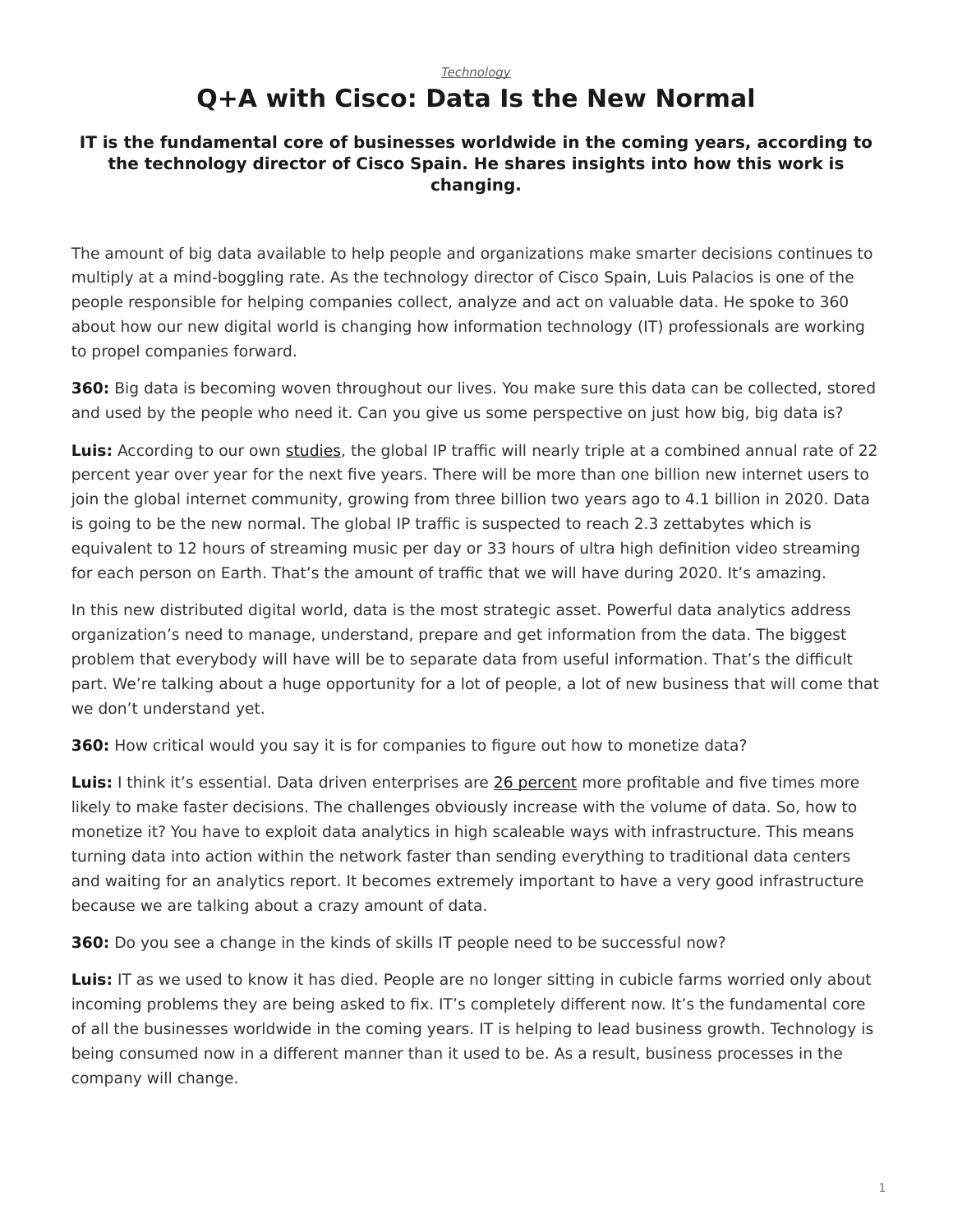*Technology*

# Q+A with Cisco: Data Is the New Normal

**IT is the fundamental core of businesses worldwide in the coming years, according to the technology director of Cisco Spain. He shares insights into how this work is changing.**

The amount of big data available to help people and organizations make smarter decisions continues to multiply at a mind-boggling rate. As the technology director of Cisco Spain, Luis Palacios is one of the people responsible for helping companies collect, analyze and act on valuable data. He spoke to 360 about how our new digital world is changing how information technology (IT) professionals are working to propel companies forward.

**360:** Big data is becoming woven throughout our lives. You make sure this data can be collected, stored and used by the people who need it. Can you give us some perspective on just how big, big data is?

**Luis:** According to our own studies, the global IP traffic will nearly triple at a combined annual rate of 22 percent year over year for the next five years. There will be more than one billion new internet users to join the global internet community, growing from three billion two years ago to 4.1 billion in 2020. Data is going to be the new normal. The global IP traffic is suspected to reach 2.3 zettabytes which is equivalent to 12 hours of streaming music per day or 33 hours of ultra high definition video streaming for each person on Earth. That's the amount of traffic that we will have during 2020. It's amazing.

In this new distributed digital world, data is the most strategic asset. Powerful data analytics address organization's need to manage, understand, prepare and get information from the data. The biggest problem that everybody will have will be to separate data from useful information. That's the difficult part. We're talking about a huge opportunity for a lot of people, a lot of new business that will come that we don't understand yet.

**360:** How critical would you say it is for companies to figure out how to monetize data?

**Luis:** I think it's essential. Data driven enterprises are 26 percent more profitable and five times more likely to make faster decisions. The challenges obviously increase with the volume of data. So, how to monetize it? You have to exploit data analytics in high scaleable ways with infrastructure. This means turning data into action within the network faster than sending everything to traditional data centers and waiting for an analytics report. It becomes extremely important to have a very good infrastructure because we are talking about a crazy amount of data.

**360:** Do you see a change in the kinds of skills IT people need to be successful now?

**Luis:** IT as we used to know it has died. People are no longer sitting in cubicle farms worried only about incoming problems they are being asked to fix. IT's completely different now. It's the fundamental core of all the businesses worldwide in the coming years. IT is helping to lead business growth. Technology is being consumed now in a different manner than it used to be. As a result, business processes in the company will change.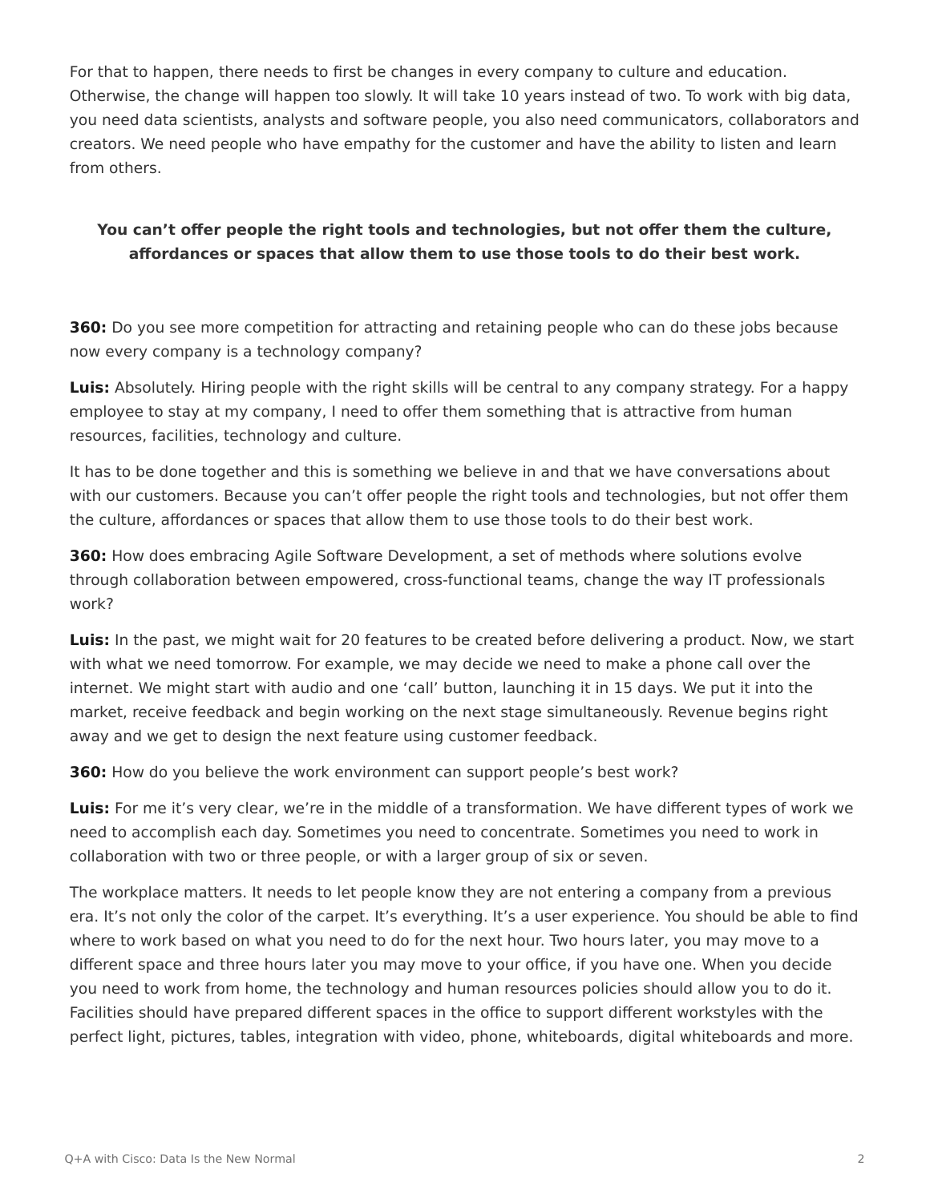For that to happen, there needs to first be changes in every company to culture and education. Otherwise, the change will happen too slowly. It will take 10 years instead of two. To work with big data, you need data scientists, analysts and software people, you also need communicators, collaborators and creators. We need people who have empathy for the customer and have the ability to listen and learn from others.

**You can't offer people the right tools and technologies, but not offer them the culture, affordances or spaces that allow them to use those tools to do their best work.**

**360:** Do you see more competition for attracting and retaining people who can do these jobs because now every company is a technology company?

**Luis:** Absolutely. Hiring people with the right skills will be central to any company strategy. For a happy employee to stay at my company, I need to offer them something that is attractive from human resources, facilities, technology and culture.

It has to be done together and this is something we believe in and that we have conversations about with our customers. Because you can't offer people the right tools and technologies, but not offer them the culture, affordances or spaces that allow them to use those tools to do their best work.

**360:** How does embracing Agile Software Development, a set of methods where solutions evolve through collaboration between empowered, cross-functional teams, change the way IT professionals work?

**Luis:** In the past, we might wait for 20 features to be created before delivering a product. Now, we start with what we need tomorrow. For example, we may decide we need to make a phone call over the internet. We might start with audio and one 'call' button, launching it in 15 days. We put it into the market, receive feedback and begin working on the next stage simultaneously. Revenue begins right away and we get to design the next feature using customer feedback.

**360:** How do you believe the work environment can support people's best work?

**Luis:** For me it's very clear, we're in the middle of a transformation. We have different types of work we need to accomplish each day. Sometimes you need to concentrate. Sometimes you need to work in collaboration with two or three people, or with a larger group of six or seven.

The workplace matters. It needs to let people know they are not entering a company from a previous era. It's not only the color of the carpet. It's everything. It's a user experience. You should be able to find where to work based on what you need to do for the next hour. Two hours later, you may move to a different space and three hours later you may move to your office, if you have one. When you decide you need to work from home, the technology and human resources policies should allow you to do it. Facilities should have prepared different spaces in the office to support different workstyles with the perfect light, pictures, tables, integration with video, phone, whiteboards, digital whiteboards and more.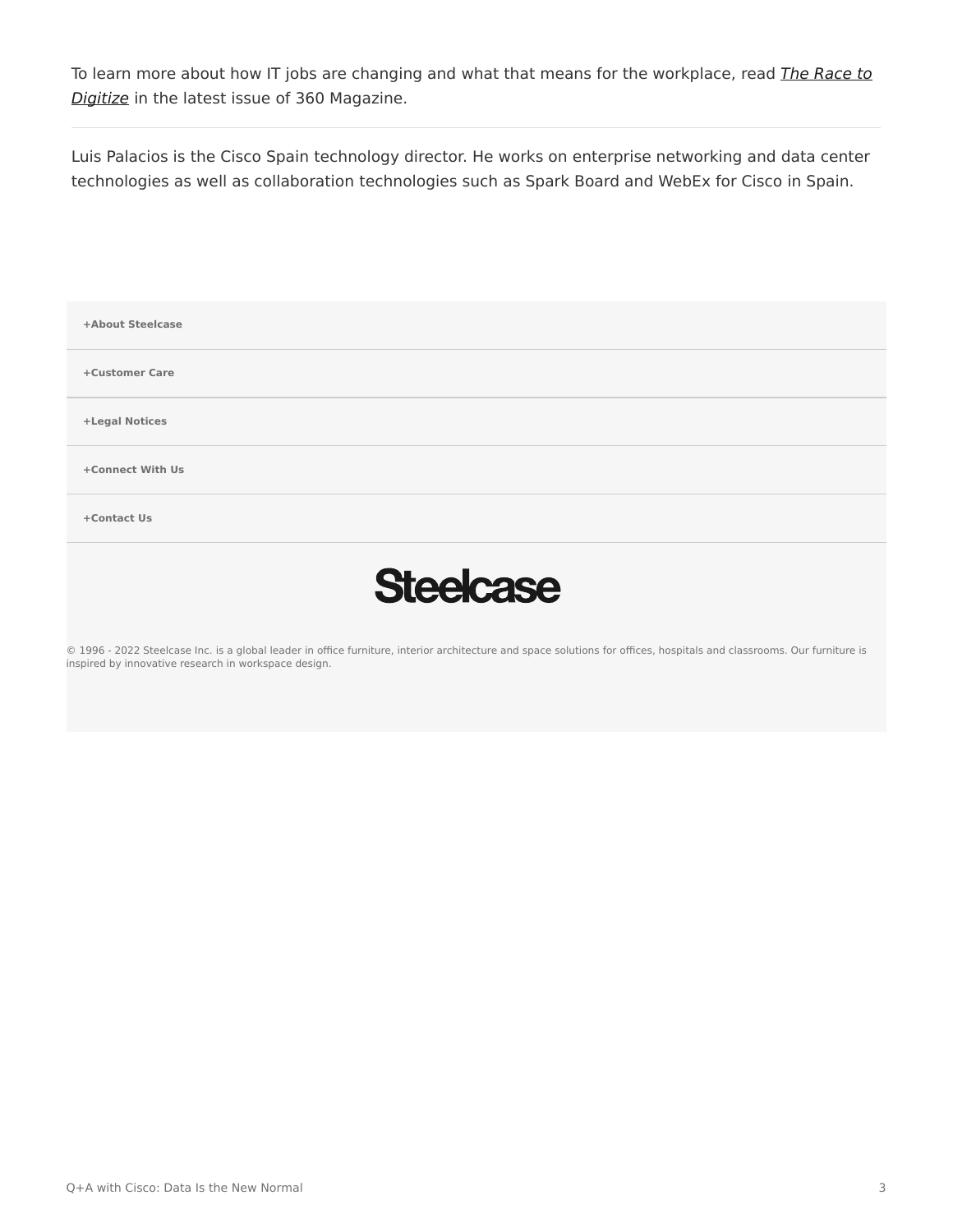To learn more about how IT jobs are changing and what that means for the workplace, read *The Race to Digitize* in the latest issue of 360 Magazine.

---

Luis Palacios is the Cisco Spain technology director. He works on enterprise networking and data center technologies as well as collaboration technologies such as Spark Board and WebEx for Cisco in Spain.

**+About Steelcase**

**+Customer Care**

**+Legal Notices**

**+Connect With Us**

**+Contact Us**

Steelcase

© 1996 - 2022 Steelcase Inc. is a global leader in office furniture, interior architecture and space solutions for offices, hospitals and classrooms. Our furniture is inspired by innovative research in workspace design.